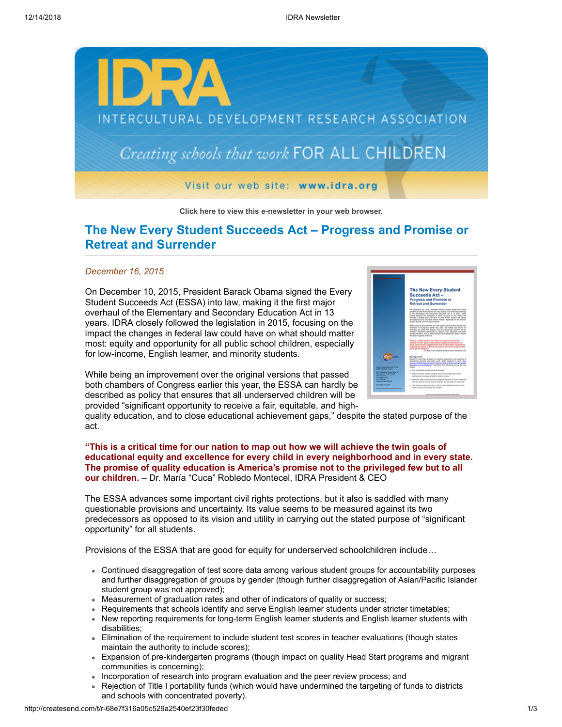Click here to view this e-newsletter in your web browser.

# The New Every Student Succeeds Act – Progress and Promise or Retreat and Surrender

*December 16, 2015*

On December 10, 2015, President Barack Obama signed the Every Student Succeeds Act (ESSA) into law, making it the first major overhaul of the Elementary and Secondary Education Act in 13 years. IDRA closely followed the legislation in 2015, focusing on the impact the changes in federal law could have on what should matter most: equity and opportunity for all public school children, especially for low-income, English learner, and minority students.

While being an improvement over the original versions that passed both chambers of Congress earlier this year, the ESSA can hardly be described as policy that ensures that all underserved children will be provided "significant opportunity to receive a fair, equitable, and high-quality education, and to close educational achievement gaps," despite the stated purpose of the act.

**"This is a critical time for our nation to map out how we will achieve the twin goals of educational equity and excellence for every child in every neighborhood and in every state. The promise of quality education is America's promise not to the privileged few but to all our children.** – Dr. María "Cuca" Robledo Montecel, IDRA President & CEO

The ESSA advances some important civil rights protections, but it also is saddled with many questionable provisions and uncertainty. Its value seems to be measured against its two predecessors as opposed to its vision and utility in carrying out the stated purpose of "significant opportunity" for all students.

Provisions of the ESSA that are good for equity for underserved schoolchildren include…

- Continued disaggregation of test score data among various student groups for accountability purposes and further disaggregation of groups by gender (though further disaggregation of Asian/Pacific Islander student group was not approved);
- Measurement of graduation rates and other of indicators of quality or success;
- Requirements that schools identify and serve English learner students under stricter timetables;
- New reporting requirements for long-term English learner students and English learner students with disabilities;
- Elimination of the requirement to include student test scores in teacher evaluations (though states maintain the authority to include scores);
- Expansion of pre-kindergarten programs (though impact on quality Head Start programs and migrant communities is concerning);
- Incorporation of research into program evaluation and the peer review process; and
- Rejection of Title I portability funds (which would have undermined the targeting of funds to districts and schools with concentrated poverty).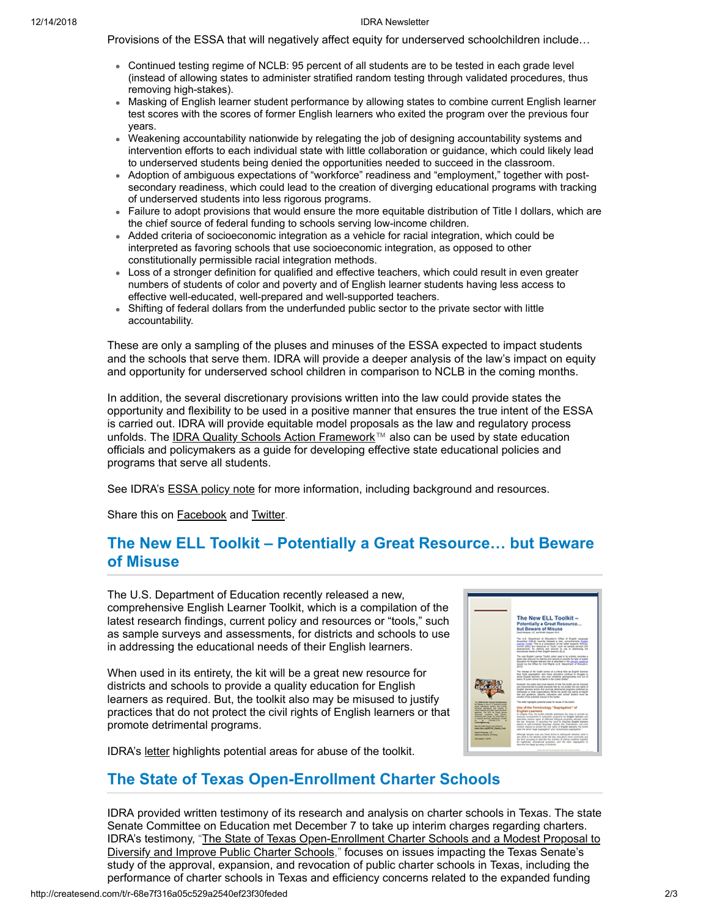Provisions of the ESSA that will negatively affect equity for underserved schoolchildren include…

- Continued testing regime of NCLB: 95 percent of all students are to be tested in each grade level (instead of allowing states to administer stratified random testing through validated procedures, thus removing high-stakes).
- Masking of English learner student performance by allowing states to combine current English learner test scores with the scores of former English learners who exited the program over the previous four years.
- Weakening accountability nationwide by relegating the job of designing accountability systems and intervention efforts to each individual state with little collaboration or guidance, which could likely lead to underserved students being denied the opportunities needed to succeed in the classroom.
- Adoption of ambiguous expectations of "workforce" readiness and "employment," together with post-secondary readiness, which could lead to the creation of diverging educational programs with tracking of underserved students into less rigorous programs.
- Failure to adopt provisions that would ensure the more equitable distribution of Title I dollars, which are the chief source of federal funding to schools serving low-income children.
- Added criteria of socioeconomic integration as a vehicle for racial integration, which could be interpreted as favoring schools that use socioeconomic integration, as opposed to other constitutionally permissible racial integration methods.
- Loss of a stronger definition for qualified and effective teachers, which could result in even greater numbers of students of color and poverty and of English learner students having less access to effective well-educated, well-prepared and well-supported teachers.
- Shifting of federal dollars from the underfunded public sector to the private sector with little accountability.

These are only a sampling of the pluses and minuses of the ESSA expected to impact students and the schools that serve them. IDRA will provide a deeper analysis of the law's impact on equity and opportunity for underserved school children in comparison to NCLB in the coming months.

In addition, the several discretionary provisions written into the law could provide states the opportunity and flexibility to be used in a positive manner that ensures the true intent of the ESSA is carried out. IDRA will provide equitable model proposals as the law and regulatory process unfolds. The IDRA Quality Schools Action Framework™ also can be used by state education officials and policymakers as a guide for developing effective state educational policies and programs that serve all students.

See IDRA's ESSA policy note for more information, including background and resources.

Share this on Facebook and Twitter.

## The New ELL Toolkit – Potentially a Great Resource… but Beware of Misuse

The U.S. Department of Education recently released a new, comprehensive English Learner Toolkit, which is a compilation of the latest research findings, current policy and resources or "tools," such as sample surveys and assessments, for districts and schools to use in addressing the educational needs of their English learners.

When used in its entirety, the kit will be a great new resource for districts and schools to provide a quality education for English learners as required. But, the toolkit also may be misused to justify practices that do not protect the civil rights of English learners or that promote detrimental programs.

IDRA's letter highlights potential areas for abuse of the toolkit.

## The State of Texas Open-Enrollment Charter Schools

IDRA provided written testimony of its research and analysis on charter schools in Texas. The state Senate Committee on Education met December 7 to take up interim charges regarding charters. IDRA's testimony, "The State of Texas Open-Enrollment Charter Schools and a Modest Proposal to Diversify and Improve Public Charter Schools," focuses on issues impacting the Texas Senate's study of the approval, expansion, and revocation of public charter schools in Texas, including the performance of charter schools in Texas and efficiency concerns related to the expanded funding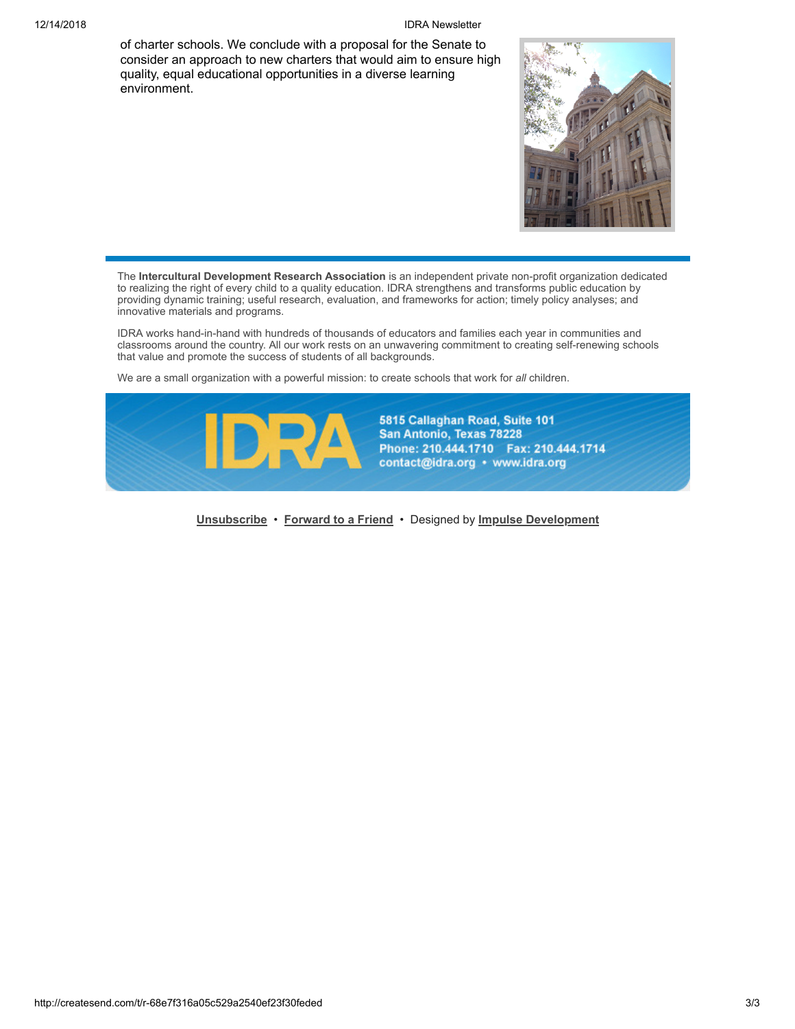of charter schools. We conclude with a proposal for the Senate to consider an approach to new charters that would aim to ensure high quality, equal educational opportunities in a diverse learning environment.

The **Intercultural Development Research Association** is an independent private non-profit organization dedicated to realizing the right of every child to a quality education. IDRA strengthens and transforms public education by providing dynamic training; useful research, evaluation, and frameworks for action; timely policy analyses; and innovative materials and programs.

IDRA works hand-in-hand with hundreds of thousands of educators and families each year in communities and classrooms around the country. All our work rests on an unwavering commitment to creating self-renewing schools that value and promote the success of students of all backgrounds.

We are a small organization with a powerful mission: to create schools that work for *all* children.

IDRA

5815 Callaghan Road, Suite 101
San Antonio, Texas 78228
Phone: 210.444.1710 Fax: 210.444.1714
contact@idra.org • www.idra.org

**Unsubscribe** • **Forward to a Friend** • Designed by **Impulse Development**